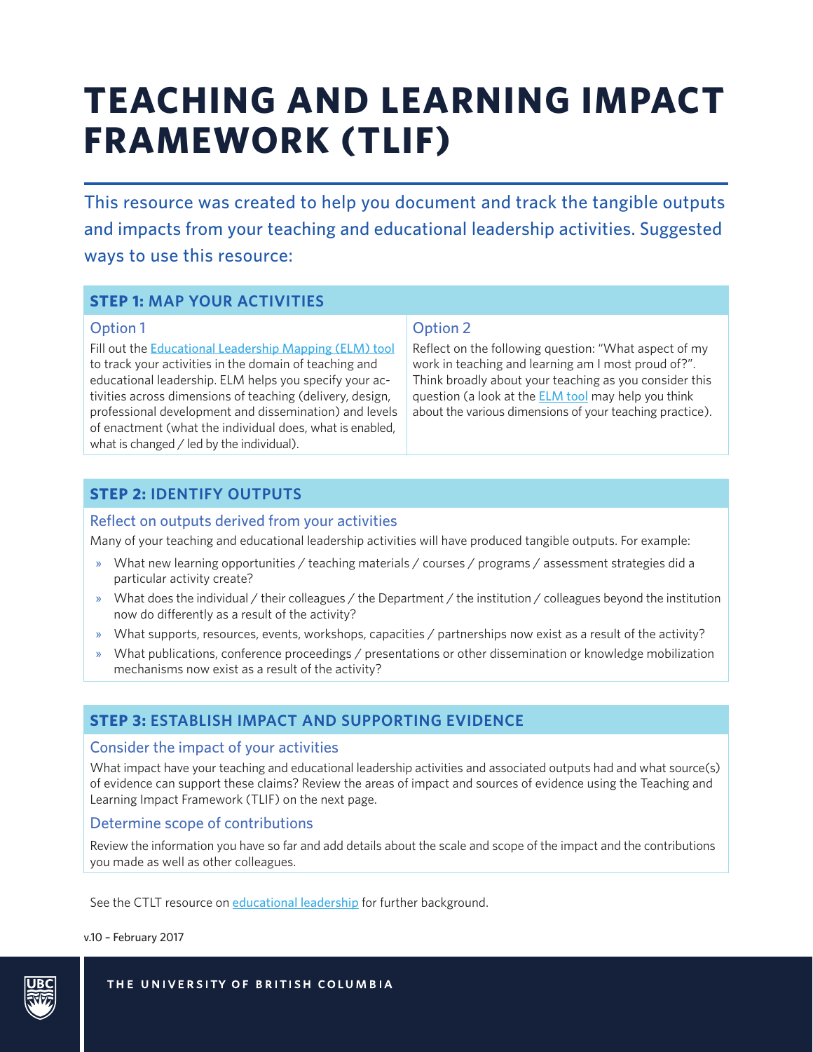# TEACHING AND LEARNING IMPACT FRAMEWORK (TLIF)

This resource was created to help you document and track the tangible outputs and impacts from your teaching and educational leadership activities. Suggested ways to use this resource:

## STEP 1: MAP YOUR ACTIVITIES

### Option 1

Fill out the Educational Leadership Mapping (ELM) tool to track your activities in the domain of teaching and educational leadership. ELM helps you specify your activities across dimensions of teaching (delivery, design, professional development and dissemination) and levels of enactment (what the individual does, what is enabled, what is changed / led by the individual).

### Option 2

Reflect on the following question: "What aspect of my work in teaching and learning am I most proud of?". Think broadly about your teaching as you consider this question (a look at the ELM tool may help you think about the various dimensions of your teaching practice).

## STEP 2: IDENTIFY OUTPUTS

### Reflect on outputs derived from your activities

Many of your teaching and educational leadership activities will have produced tangible outputs. For example:

- What new learning opportunities / teaching materials / courses / programs / assessment strategies did a particular activity create?
- What does the individual / their colleagues / the Department / the institution / colleagues beyond the institution now do differently as a result of the activity?
- What supports, resources, events, workshops, capacities / partnerships now exist as a result of the activity?
- What publications, conference proceedings / presentations or other dissemination or knowledge mobilization mechanisms now exist as a result of the activity?

## STEP 3: ESTABLISH IMPACT AND SUPPORTING EVIDENCE

### Consider the impact of your activities

What impact have your teaching and educational leadership activities and associated outputs had and what source(s) of evidence can support these claims? Review the areas of impact and sources of evidence using the Teaching and Learning Impact Framework (TLIF) on the next page.

### Determine scope of contributions

Review the information you have so far and add details about the scale and scope of the impact and the contributions you made as well as other colleagues.

See the CTLT resource on educational leadership for further background.

v.10 – February 2017

THE UNIVERSITY OF BRITISH COLUMBIA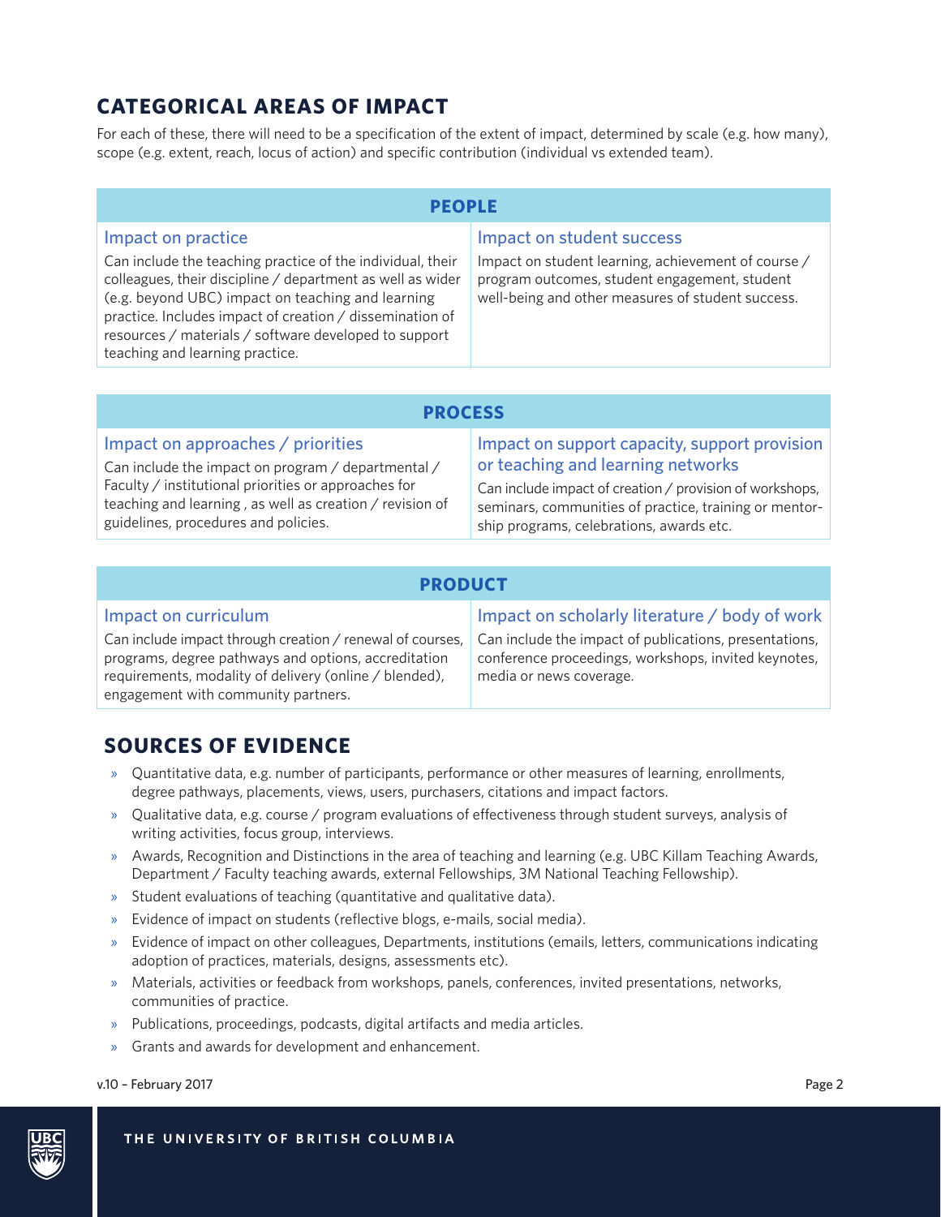## CATEGORICAL AREAS OF IMPACT

For each of these, there will need to be a specification of the extent of impact, determined by scale (e.g. how many), scope (e.g. extent, reach, locus of action) and specific contribution (individual vs extended team).

| PEOPLE | |
|---|---|
| **Impact on practice**<br>Can include the teaching practice of the individual, their colleagues, their discipline / department as well as wider (e.g. beyond UBC) impact on teaching and learning practice. Includes impact of creation / dissemination of resources / materials / software developed to support teaching and learning practice. | **Impact on student success**<br>Impact on student learning, achievement of course / program outcomes, student engagement, student well-being and other measures of student success. |

| PROCESS | |
|---|---|
| **Impact on approaches / priorities**<br>Can include the impact on program / departmental / Faculty / institutional priorities or approaches for teaching and learning , as well as creation / revision of guidelines, procedures and policies. | **Impact on support capacity, support provision or teaching and learning networks**<br>Can include impact of creation / provision of workshops, seminars, communities of practice, training or mentor-ship programs, celebrations, awards etc. |

| PRODUCT | |
|---|---|
| **Impact on curriculum**<br>Can include impact through creation / renewal of courses, programs, degree pathways and options, accreditation requirements, modality of delivery (online / blended), engagement with community partners. | **Impact on scholarly literature / body of work**<br>Can include the impact of publications, presentations, conference proceedings, workshops, invited keynotes, media or news coverage. |

## SOURCES OF EVIDENCE

- Quantitative data, e.g. number of participants, performance or other measures of learning, enrollments, degree pathways, placements, views, users, purchasers, citations and impact factors.
- Qualitative data, e.g. course / program evaluations of effectiveness through student surveys, analysis of writing activities, focus group, interviews.
- Awards, Recognition and Distinctions in the area of teaching and learning (e.g. UBC Killam Teaching Awards, Department / Faculty teaching awards, external Fellowships, 3M National Teaching Fellowship).
- Student evaluations of teaching (quantitative and qualitative data).
- Evidence of impact on students (reflective blogs, e-mails, social media).
- Evidence of impact on other colleagues, Departments, institutions (emails, letters, communications indicating adoption of practices, materials, designs, assessments etc).
- Materials, activities or feedback from workshops, panels, conferences, invited presentations, networks, communities of practice.
- Publications, proceedings, podcasts, digital artifacts and media articles.
- Grants and awards for development and enhancement.

v.10 – February 2017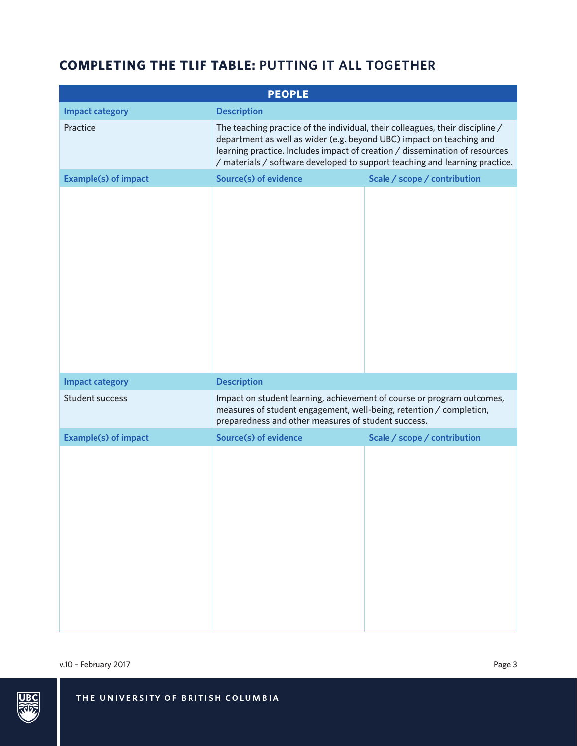## COMPLETING THE TLIF TABLE: PUTTING IT ALL TOGETHER

| PEOPLE | | |
|---|---|---|
| **Impact category** | **Description** | |
| Practice | The teaching practice of the individual, their colleagues, their discipline / department as well as wider (e.g. beyond UBC) impact on teaching and learning practice. Includes impact of creation / dissemination of resources / materials / software developed to support teaching and learning practice. | |
| **Example(s) of impact** | **Source(s) of evidence** | **Scale / scope / contribution** |
| | | |
| **Impact category** | **Description** | |
| Student success | Impact on student learning, achievement of course or program outcomes, measures of student engagement, well-being, retention / completion, preparedness and other measures of student success. | |
| **Example(s) of impact** | **Source(s) of evidence** | **Scale / scope / contribution** |
| | | |

v.10 – February 2017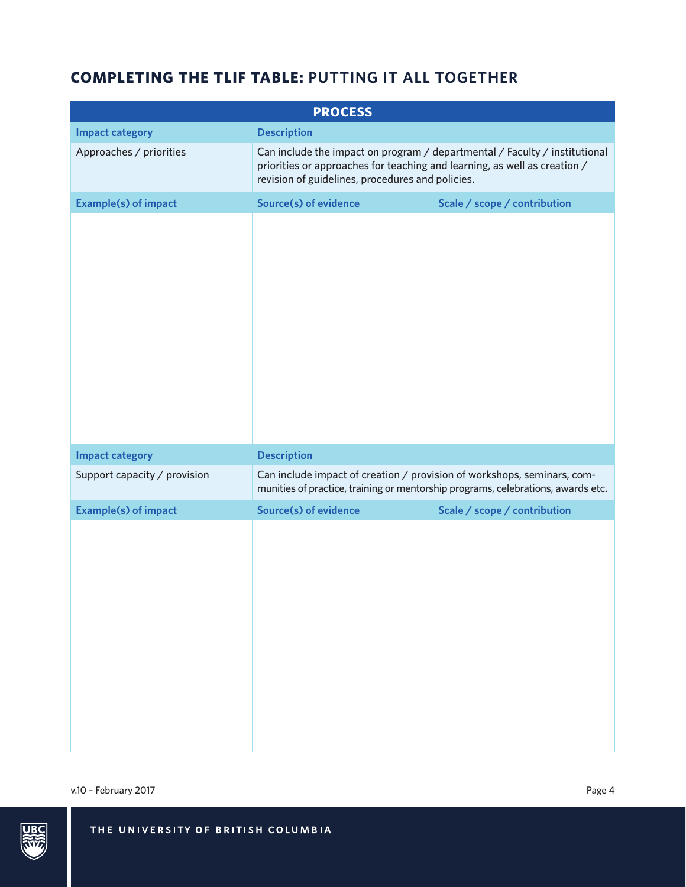## COMPLETING THE TLIF TABLE: PUTTING IT ALL TOGETHER

| PROCESS | | |
|---|---|---|
| **Impact category** | **Description** | |
| Approaches / priorities | Can include the impact on program / departmental / Faculty / institutional priorities or approaches for teaching and learning, as well as creation / revision of guidelines, procedures and policies. | |
| **Example(s) of impact** | **Source(s) of evidence** | **Scale / scope / contribution** |
| | | |
| **Impact category** | **Description** | |
| Support capacity / provision | Can include impact of creation / provision of workshops, seminars, communities of practice, training or mentorship programs, celebrations, awards etc. | |
| **Example(s) of impact** | **Source(s) of evidence** | **Scale / scope / contribution** |
| | | |

v.10 – February 2017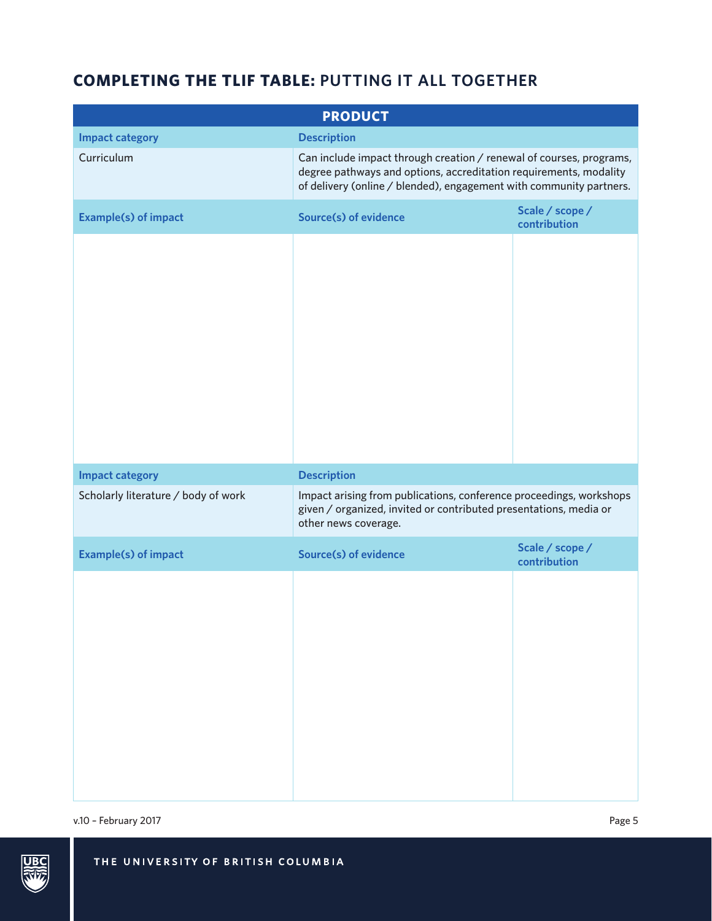## COMPLETING THE TLIF TABLE: PUTTING IT ALL TOGETHER

| PRODUCT | | |
|---|---|---|
| **Impact category** | **Description** | |
| Curriculum | Can include impact through creation / renewal of courses, programs, degree pathways and options, accreditation requirements, modality of delivery (online / blended), engagement with community partners. | |
| **Example(s) of impact** | **Source(s) of evidence** | **Scale / scope / contribution** |
| | | |
| **Impact category** | **Description** | |
| Scholarly literature / body of work | Impact arising from publications, conference proceedings, workshops given / organized, invited or contributed presentations, media or other news coverage. | |
| **Example(s) of impact** | **Source(s) of evidence** | **Scale / scope / contribution** |
| | | |

v.10 – February 2017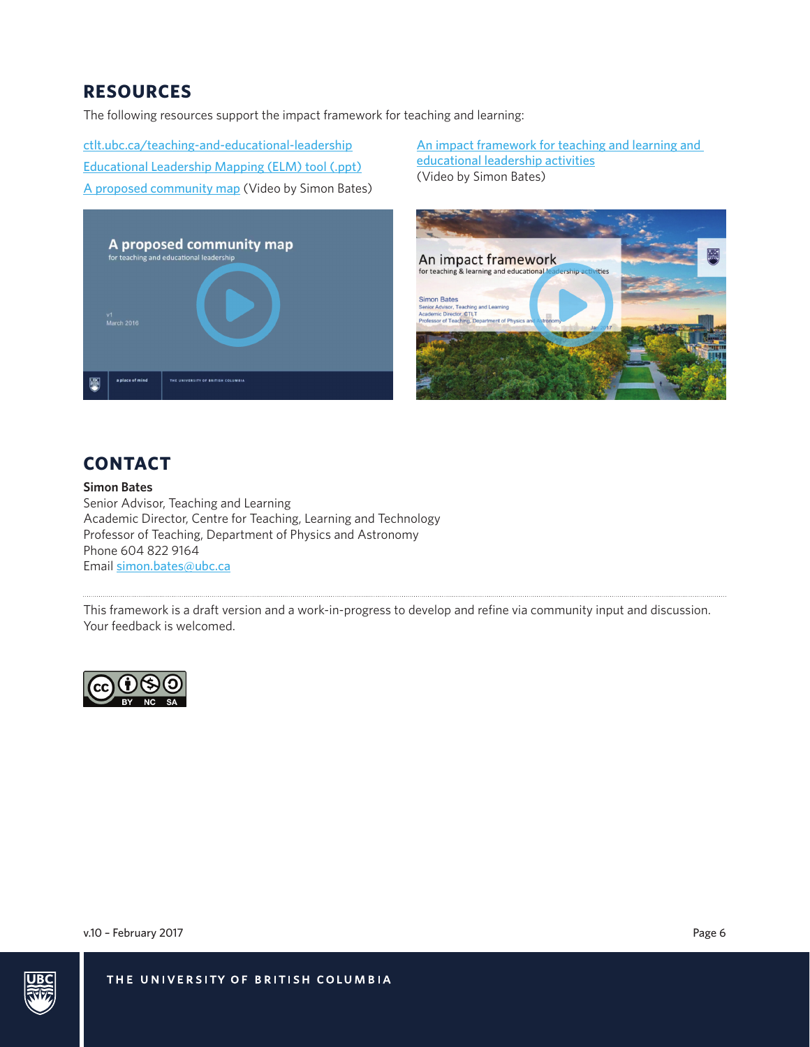## RESOURCES

The following resources support the impact framework for teaching and learning:

ctlt.ubc.ca/teaching-and-educational-leadership

Educational Leadership Mapping (ELM) tool (.ppt)

A proposed community map (Video by Simon Bates)

An impact framework for teaching and learning and educational leadership activities (Video by Simon Bates)

## CONTACT

**Simon Bates**
Senior Advisor, Teaching and Learning
Academic Director, Centre for Teaching, Learning and Technology
Professor of Teaching, Department of Physics and Astronomy
Phone 604 822 9164
Email simon.bates@ubc.ca

---

This framework is a draft version and a work-in-progress to develop and refine via community input and discussion. Your feedback is welcomed.

v.10 – February 2017